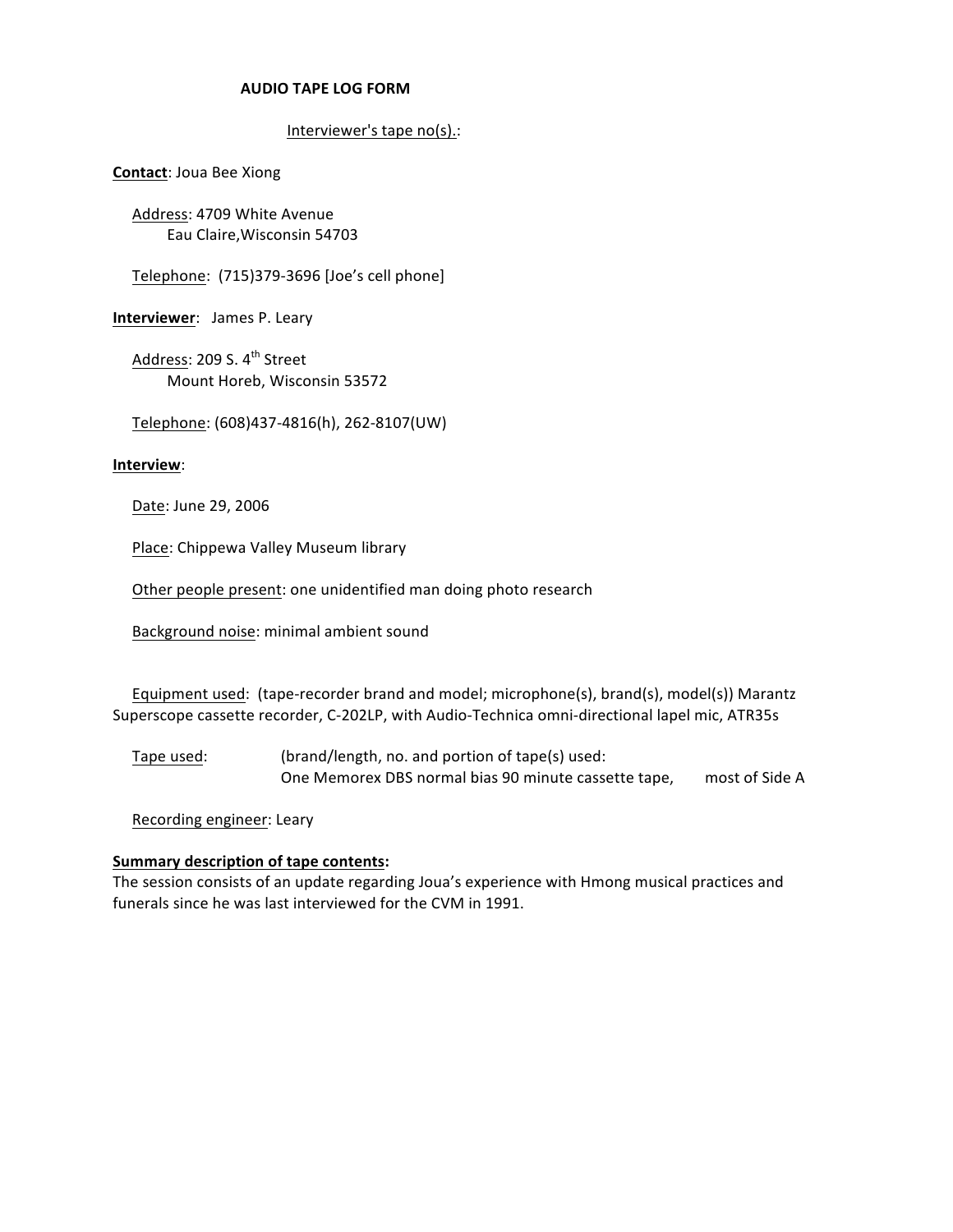# AUDIO TAPE LOG FORM

Interviewer's tape no(s).:

**Contact**: Joua Bee Xiong

Address: 4709 White Avenue
Eau Claire,Wisconsin 54703

Telephone: (715)379-3696 [Joe's cell phone]

**Interviewer**: James P. Leary

Address: 209 S. 4th Street
Mount Horeb, Wisconsin 53572

Telephone: (608)437-4816(h), 262-8107(UW)

**Interview**:

Date: June 29, 2006

Place: Chippewa Valley Museum library

Other people present: one unidentified man doing photo research

Background noise: minimal ambient sound

Equipment used: (tape-recorder brand and model; microphone(s), brand(s), model(s)) Marantz Superscope cassette recorder, C-202LP, with Audio-Technica omni-directional lapel mic, ATR35s

Tape used: (brand/length, no. and portion of tape(s) used:
One Memorex DBS normal bias 90 minute cassette tape, most of Side A

Recording engineer: Leary

**Summary description of tape contents:**
The session consists of an update regarding Joua's experience with Hmong musical practices and funerals since he was last interviewed for the CVM in 1991.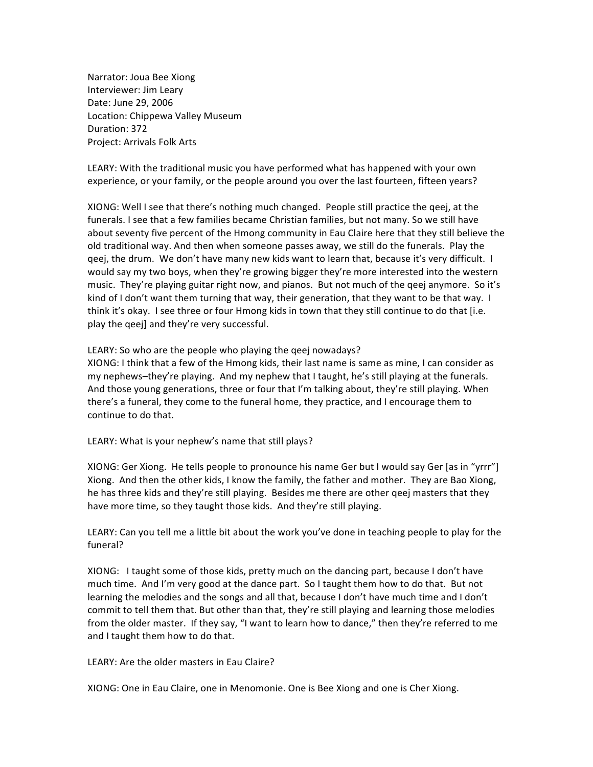Narrator: Joua Bee Xiong
Interviewer: Jim Leary
Date: June 29, 2006
Location: Chippewa Valley Museum
Duration: 372
Project: Arrivals Folk Arts

LEARY: With the traditional music you have performed what has happened with your own experience, or your family, or the people around you over the last fourteen, fifteen years?

XIONG: Well I see that there's nothing much changed. People still practice the qeej, at the funerals. I see that a few families became Christian families, but not many. So we still have about seventy five percent of the Hmong community in Eau Claire here that they still believe the old traditional way. And then when someone passes away, we still do the funerals. Play the qeej, the drum. We don't have many new kids want to learn that, because it's very difficult. I would say my two boys, when they're growing bigger they're more interested into the western music. They're playing guitar right now, and pianos. But not much of the qeej anymore. So it's kind of I don't want them turning that way, their generation, that they want to be that way. I think it's okay. I see three or four Hmong kids in town that they still continue to do that [i.e. play the qeej] and they're very successful.

LEARY: So who are the people who playing the qeej nowadays?

XIONG: I think that a few of the Hmong kids, their last name is same as mine, I can consider as my nephews–they're playing. And my nephew that I taught, he's still playing at the funerals. And those young generations, three or four that I'm talking about, they're still playing. When there's a funeral, they come to the funeral home, they practice, and I encourage them to continue to do that.

LEARY: What is your nephew's name that still plays?

XIONG: Ger Xiong. He tells people to pronounce his name Ger but I would say Ger [as in "yrrr"] Xiong. And then the other kids, I know the family, the father and mother. They are Bao Xiong, he has three kids and they're still playing. Besides me there are other qeej masters that they have more time, so they taught those kids. And they're still playing.

LEARY: Can you tell me a little bit about the work you've done in teaching people to play for the funeral?

XIONG: I taught some of those kids, pretty much on the dancing part, because I don't have much time. And I'm very good at the dance part. So I taught them how to do that. But not learning the melodies and the songs and all that, because I don't have much time and I don't commit to tell them that. But other than that, they're still playing and learning those melodies from the older master. If they say, "I want to learn how to dance," then they're referred to me and I taught them how to do that.

LEARY: Are the older masters in Eau Claire?

XIONG: One in Eau Claire, one in Menomonie. One is Bee Xiong and one is Cher Xiong.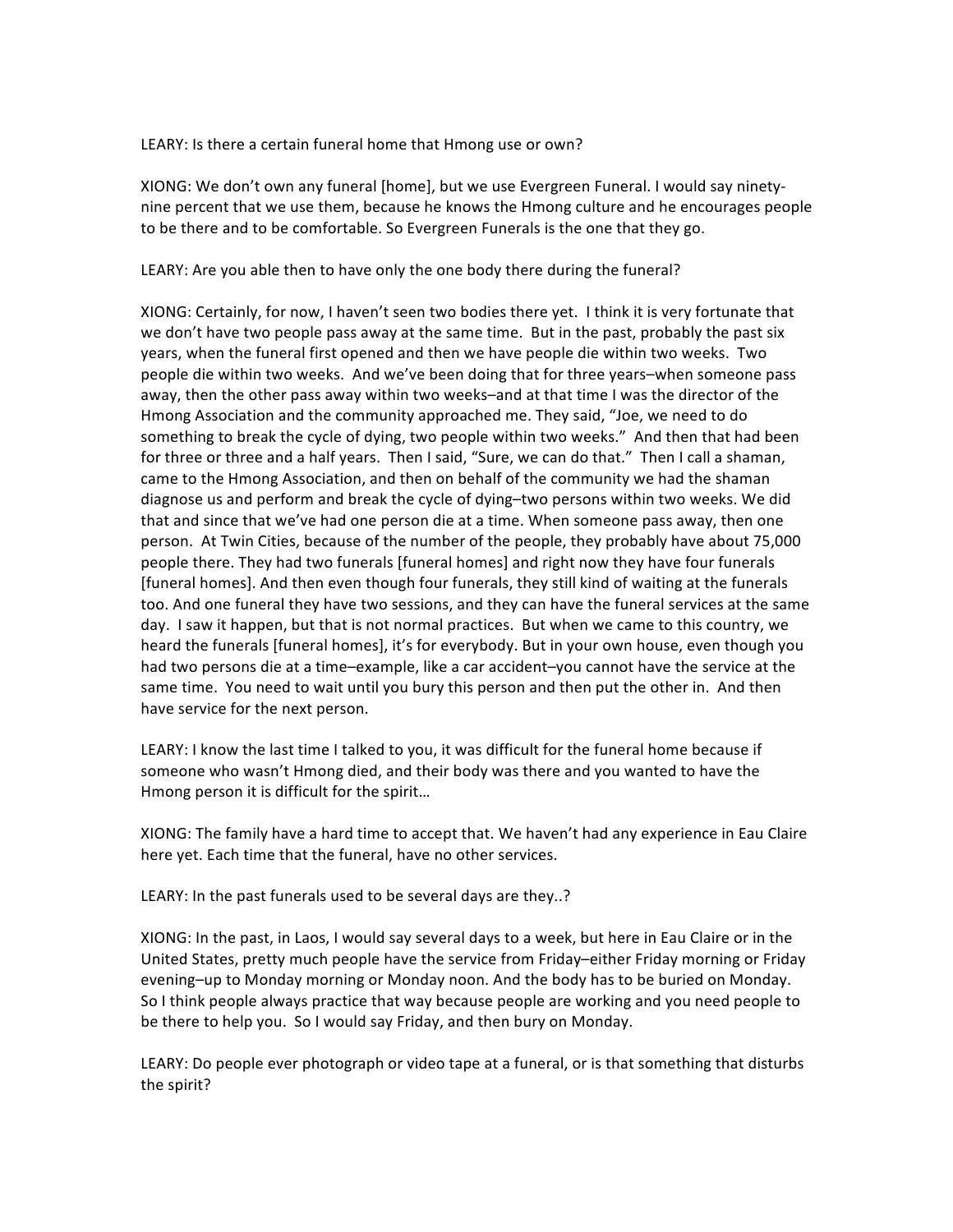LEARY: Is there a certain funeral home that Hmong use or own?

XIONG: We don't own any funeral [home], but we use Evergreen Funeral. I would say ninety-nine percent that we use them, because he knows the Hmong culture and he encourages people to be there and to be comfortable. So Evergreen Funerals is the one that they go.

LEARY: Are you able then to have only the one body there during the funeral?

XIONG: Certainly, for now, I haven't seen two bodies there yet. I think it is very fortunate that we don't have two people pass away at the same time. But in the past, probably the past six years, when the funeral first opened and then we have people die within two weeks. Two people die within two weeks. And we've been doing that for three years–when someone pass away, then the other pass away within two weeks–and at that time I was the director of the Hmong Association and the community approached me. They said, "Joe, we need to do something to break the cycle of dying, two people within two weeks." And then that had been for three or three and a half years. Then I said, "Sure, we can do that." Then I call a shaman, came to the Hmong Association, and then on behalf of the community we had the shaman diagnose us and perform and break the cycle of dying–two persons within two weeks. We did that and since that we've had one person die at a time. When someone pass away, then one person. At Twin Cities, because of the number of the people, they probably have about 75,000 people there. They had two funerals [funeral homes] and right now they have four funerals [funeral homes]. And then even though four funerals, they still kind of waiting at the funerals too. And one funeral they have two sessions, and they can have the funeral services at the same day. I saw it happen, but that is not normal practices. But when we came to this country, we heard the funerals [funeral homes], it's for everybody. But in your own house, even though you had two persons die at a time–example, like a car accident–you cannot have the service at the same time. You need to wait until you bury this person and then put the other in. And then have service for the next person.

LEARY: I know the last time I talked to you, it was difficult for the funeral home because if someone who wasn't Hmong died, and their body was there and you wanted to have the Hmong person it is difficult for the spirit…

XIONG: The family have a hard time to accept that. We haven't had any experience in Eau Claire here yet. Each time that the funeral, have no other services.

LEARY: In the past funerals used to be several days are they..?

XIONG: In the past, in Laos, I would say several days to a week, but here in Eau Claire or in the United States, pretty much people have the service from Friday–either Friday morning or Friday evening–up to Monday morning or Monday noon. And the body has to be buried on Monday. So I think people always practice that way because people are working and you need people to be there to help you. So I would say Friday, and then bury on Monday.

LEARY: Do people ever photograph or video tape at a funeral, or is that something that disturbs the spirit?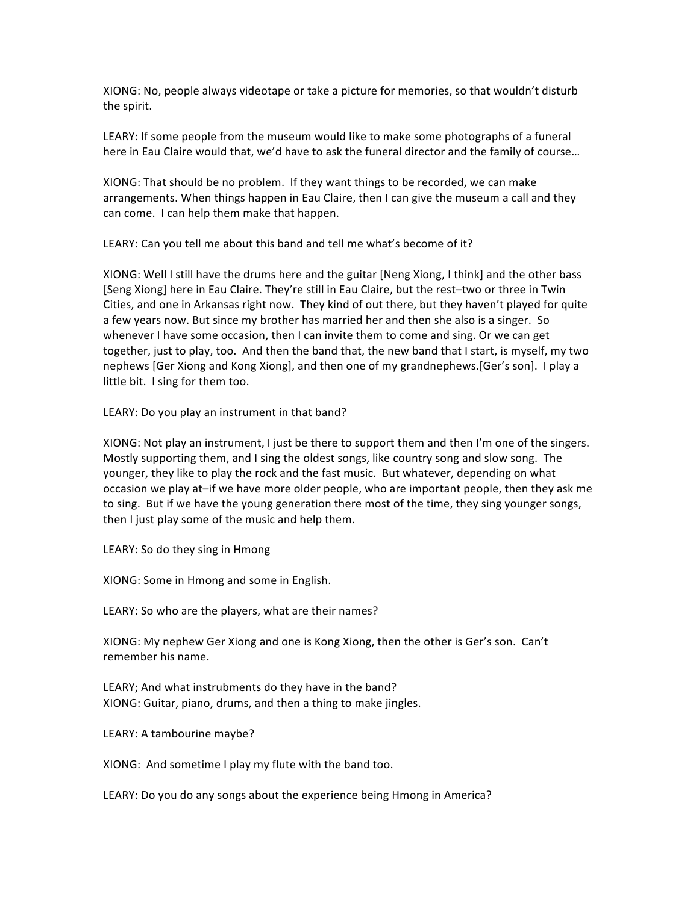XIONG: No, people always videotape or take a picture for memories, so that wouldn't disturb the spirit.

LEARY: If some people from the museum would like to make some photographs of a funeral here in Eau Claire would that, we'd have to ask the funeral director and the family of course…

XIONG: That should be no problem. If they want things to be recorded, we can make arrangements. When things happen in Eau Claire, then I can give the museum a call and they can come. I can help them make that happen.

LEARY: Can you tell me about this band and tell me what's become of it?

XIONG: Well I still have the drums here and the guitar [Neng Xiong, I think] and the other bass [Seng Xiong] here in Eau Claire. They're still in Eau Claire, but the rest–two or three in Twin Cities, and one in Arkansas right now. They kind of out there, but they haven't played for quite a few years now. But since my brother has married her and then she also is a singer. So whenever I have some occasion, then I can invite them to come and sing. Or we can get together, just to play, too. And then the band that, the new band that I start, is myself, my two nephews [Ger Xiong and Kong Xiong], and then one of my grandnephews.[Ger's son]. I play a little bit. I sing for them too.

LEARY: Do you play an instrument in that band?

XIONG: Not play an instrument, I just be there to support them and then I'm one of the singers. Mostly supporting them, and I sing the oldest songs, like country song and slow song. The younger, they like to play the rock and the fast music. But whatever, depending on what occasion we play at–if we have more older people, who are important people, then they ask me to sing. But if we have the young generation there most of the time, they sing younger songs, then I just play some of the music and help them.

LEARY: So do they sing in Hmong

XIONG: Some in Hmong and some in English.

LEARY: So who are the players, what are their names?

XIONG: My nephew Ger Xiong and one is Kong Xiong, then the other is Ger's son. Can't remember his name.

LEARY; And what instrubments do they have in the band?
XIONG: Guitar, piano, drums, and then a thing to make jingles.

LEARY: A tambourine maybe?

XIONG: And sometime I play my flute with the band too.

LEARY: Do you do any songs about the experience being Hmong in America?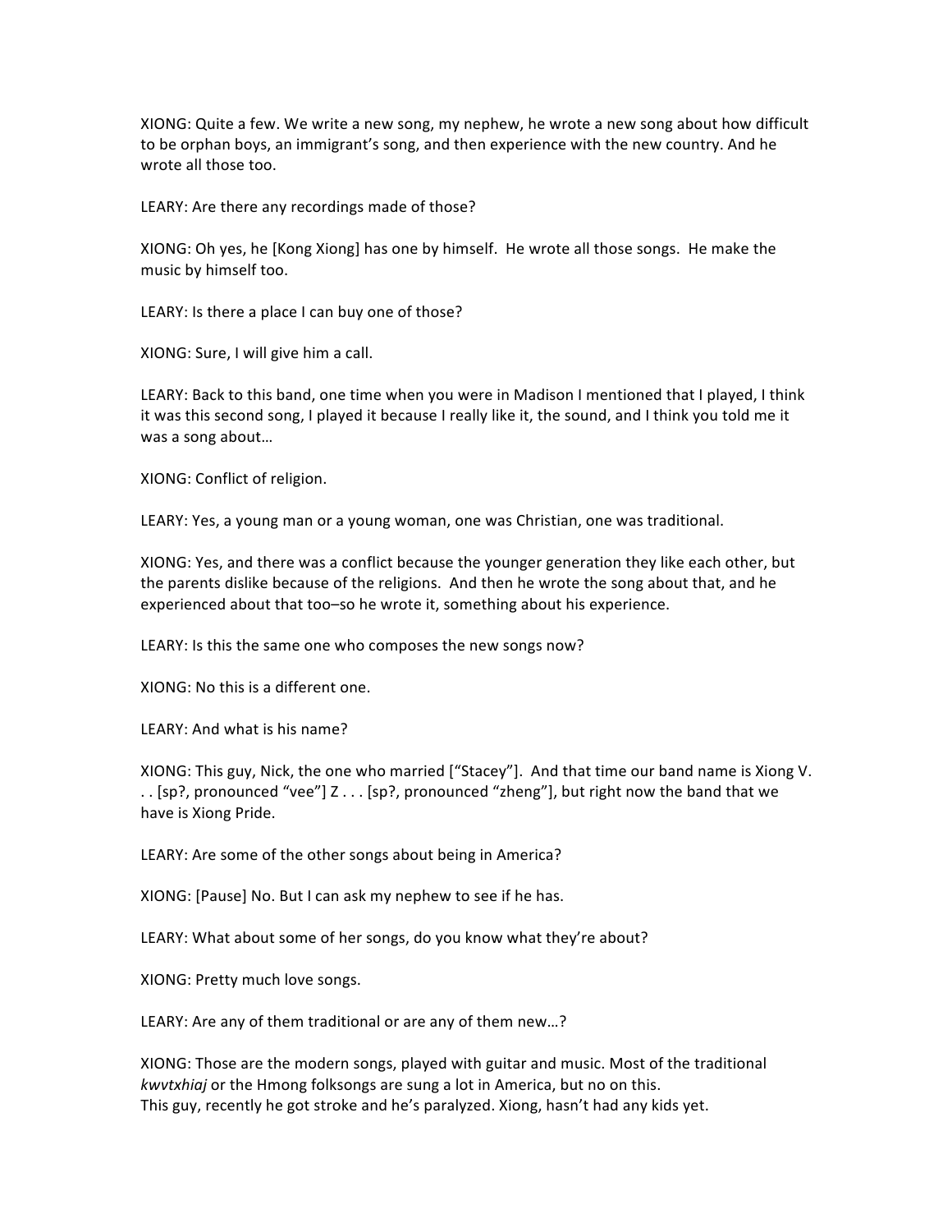XIONG: Quite a few. We write a new song, my nephew, he wrote a new song about how difficult to be orphan boys, an immigrant's song, and then experience with the new country. And he wrote all those too.

LEARY: Are there any recordings made of those?

XIONG: Oh yes, he [Kong Xiong] has one by himself. He wrote all those songs. He make the music by himself too.

LEARY: Is there a place I can buy one of those?

XIONG: Sure, I will give him a call.

LEARY: Back to this band, one time when you were in Madison I mentioned that I played, I think it was this second song, I played it because I really like it, the sound, and I think you told me it was a song about…

XIONG: Conflict of religion.

LEARY: Yes, a young man or a young woman, one was Christian, one was traditional.

XIONG: Yes, and there was a conflict because the younger generation they like each other, but the parents dislike because of the religions. And then he wrote the song about that, and he experienced about that too–so he wrote it, something about his experience.

LEARY: Is this the same one who composes the new songs now?

XIONG: No this is a different one.

LEARY: And what is his name?

XIONG: This guy, Nick, the one who married ["Stacey"]. And that time our band name is Xiong V. . . [sp?, pronounced "vee"] Z . . . [sp?, pronounced "zheng"], but right now the band that we have is Xiong Pride.

LEARY: Are some of the other songs about being in America?

XIONG: [Pause] No. But I can ask my nephew to see if he has.

LEARY: What about some of her songs, do you know what they're about?

XIONG: Pretty much love songs.

LEARY: Are any of them traditional or are any of them new…?

XIONG: Those are the modern songs, played with guitar and music. Most of the traditional *kwvtxhiaj* or the Hmong folksongs are sung a lot in America, but no on this.
This guy, recently he got stroke and he's paralyzed. Xiong, hasn't had any kids yet.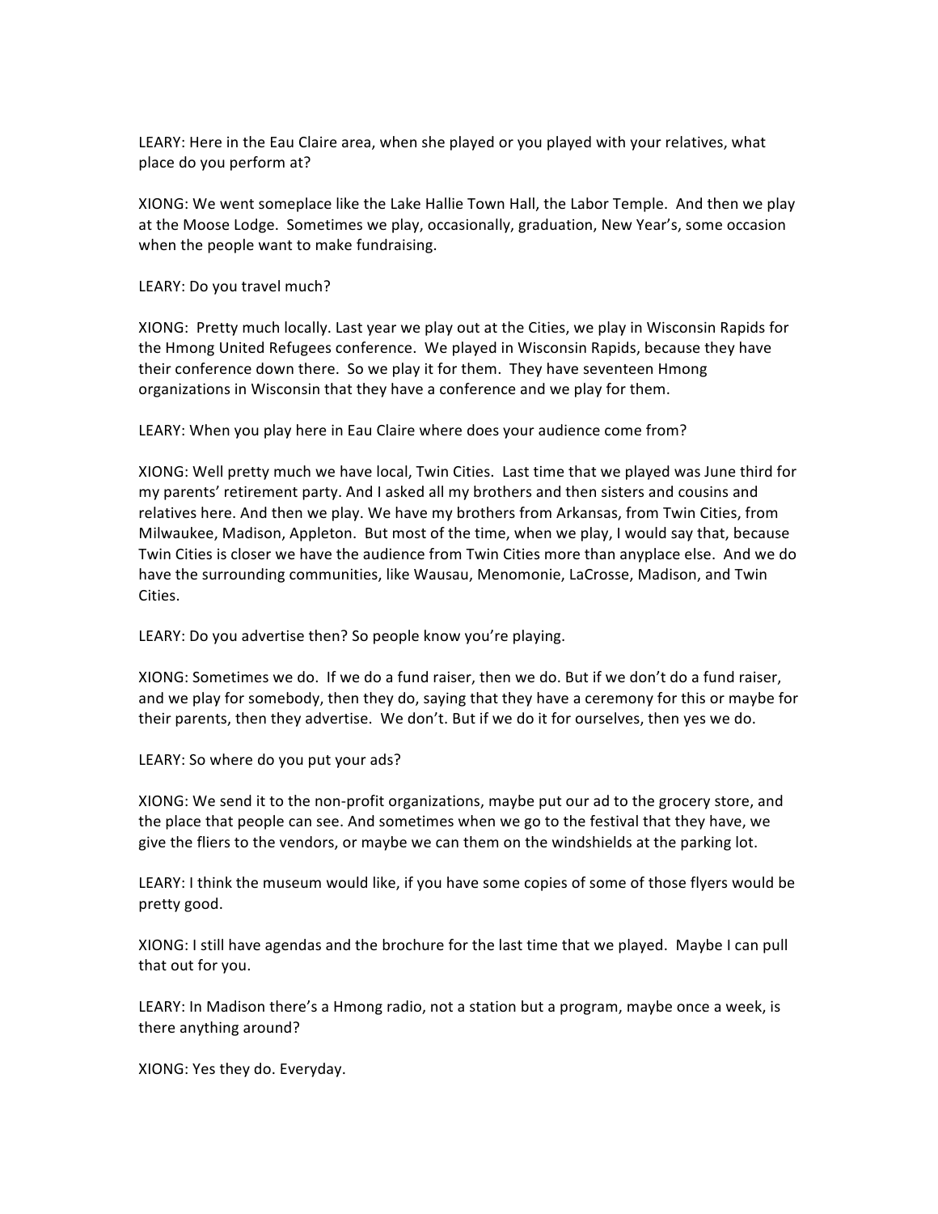LEARY: Here in the Eau Claire area, when she played or you played with your relatives, what place do you perform at?

XIONG: We went someplace like the Lake Hallie Town Hall, the Labor Temple. And then we play at the Moose Lodge. Sometimes we play, occasionally, graduation, New Year's, some occasion when the people want to make fundraising.

LEARY: Do you travel much?

XIONG: Pretty much locally. Last year we play out at the Cities, we play in Wisconsin Rapids for the Hmong United Refugees conference. We played in Wisconsin Rapids, because they have their conference down there. So we play it for them. They have seventeen Hmong organizations in Wisconsin that they have a conference and we play for them.

LEARY: When you play here in Eau Claire where does your audience come from?

XIONG: Well pretty much we have local, Twin Cities. Last time that we played was June third for my parents' retirement party. And I asked all my brothers and then sisters and cousins and relatives here. And then we play. We have my brothers from Arkansas, from Twin Cities, from Milwaukee, Madison, Appleton. But most of the time, when we play, I would say that, because Twin Cities is closer we have the audience from Twin Cities more than anyplace else. And we do have the surrounding communities, like Wausau, Menomonie, LaCrosse, Madison, and Twin Cities.

LEARY: Do you advertise then? So people know you're playing.

XIONG: Sometimes we do. If we do a fund raiser, then we do. But if we don't do a fund raiser, and we play for somebody, then they do, saying that they have a ceremony for this or maybe for their parents, then they advertise. We don't. But if we do it for ourselves, then yes we do.

LEARY: So where do you put your ads?

XIONG: We send it to the non-profit organizations, maybe put our ad to the grocery store, and the place that people can see. And sometimes when we go to the festival that they have, we give the fliers to the vendors, or maybe we can them on the windshields at the parking lot.

LEARY: I think the museum would like, if you have some copies of some of those flyers would be pretty good.

XIONG: I still have agendas and the brochure for the last time that we played. Maybe I can pull that out for you.

LEARY: In Madison there's a Hmong radio, not a station but a program, maybe once a week, is there anything around?

XIONG: Yes they do. Everyday.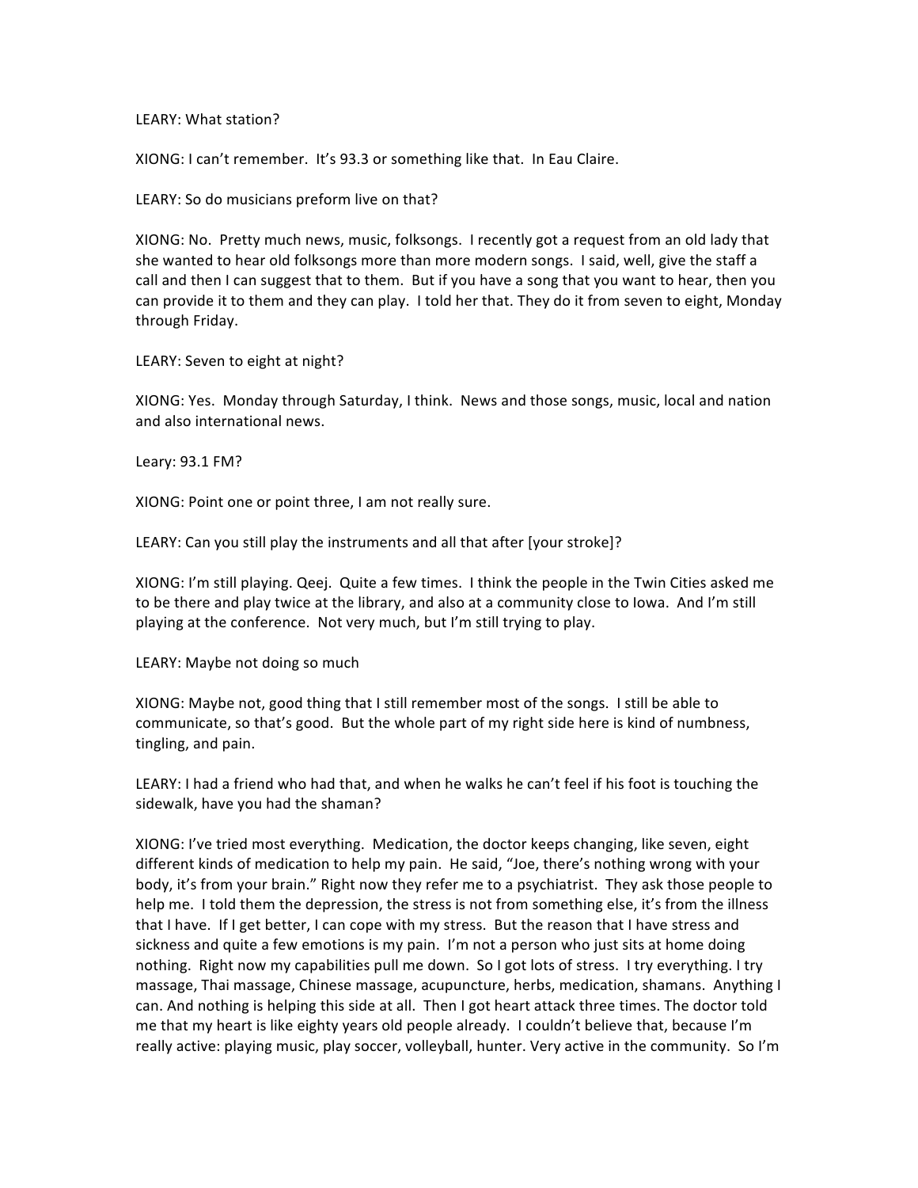LEARY: What station?

XIONG: I can't remember. It's 93.3 or something like that. In Eau Claire.

LEARY: So do musicians preform live on that?

XIONG: No. Pretty much news, music, folksongs. I recently got a request from an old lady that she wanted to hear old folksongs more than more modern songs. I said, well, give the staff a call and then I can suggest that to them. But if you have a song that you want to hear, then you can provide it to them and they can play. I told her that. They do it from seven to eight, Monday through Friday.

LEARY: Seven to eight at night?

XIONG: Yes. Monday through Saturday, I think. News and those songs, music, local and nation and also international news.

Leary: 93.1 FM?

XIONG: Point one or point three, I am not really sure.

LEARY: Can you still play the instruments and all that after [your stroke]?

XIONG: I'm still playing. Qeej. Quite a few times. I think the people in the Twin Cities asked me to be there and play twice at the library, and also at a community close to Iowa. And I'm still playing at the conference. Not very much, but I'm still trying to play.

LEARY: Maybe not doing so much

XIONG: Maybe not, good thing that I still remember most of the songs. I still be able to communicate, so that's good. But the whole part of my right side here is kind of numbness, tingling, and pain.

LEARY: I had a friend who had that, and when he walks he can't feel if his foot is touching the sidewalk, have you had the shaman?

XIONG: I've tried most everything. Medication, the doctor keeps changing, like seven, eight different kinds of medication to help my pain. He said, "Joe, there's nothing wrong with your body, it's from your brain." Right now they refer me to a psychiatrist. They ask those people to help me. I told them the depression, the stress is not from something else, it's from the illness that I have. If I get better, I can cope with my stress. But the reason that I have stress and sickness and quite a few emotions is my pain. I'm not a person who just sits at home doing nothing. Right now my capabilities pull me down. So I got lots of stress. I try everything. I try massage, Thai massage, Chinese massage, acupuncture, herbs, medication, shamans. Anything I can. And nothing is helping this side at all. Then I got heart attack three times. The doctor told me that my heart is like eighty years old people already. I couldn't believe that, because I'm really active: playing music, play soccer, volleyball, hunter. Very active in the community. So I'm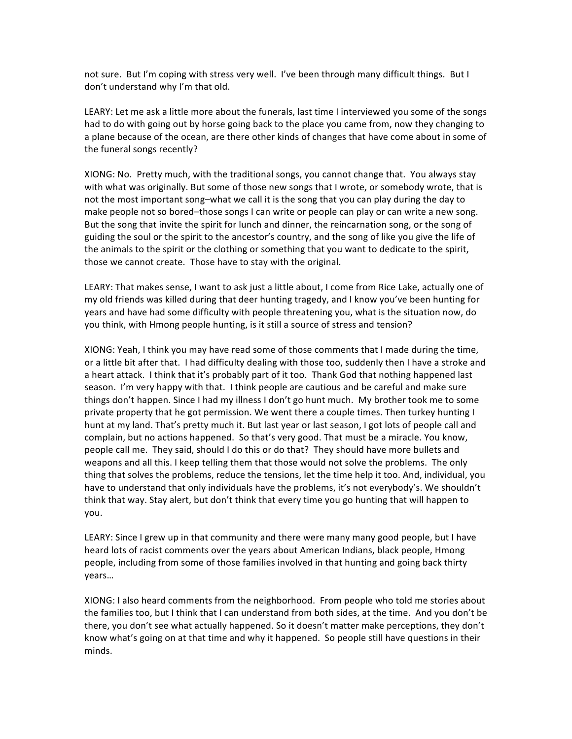not sure. But I'm coping with stress very well. I've been through many difficult things. But I don't understand why I'm that old.

LEARY: Let me ask a little more about the funerals, last time I interviewed you some of the songs had to do with going out by horse going back to the place you came from, now they changing to a plane because of the ocean, are there other kinds of changes that have come about in some of the funeral songs recently?

XIONG: No. Pretty much, with the traditional songs, you cannot change that. You always stay with what was originally. But some of those new songs that I wrote, or somebody wrote, that is not the most important song–what we call it is the song that you can play during the day to make people not so bored–those songs I can write or people can play or can write a new song. But the song that invite the spirit for lunch and dinner, the reincarnation song, or the song of guiding the soul or the spirit to the ancestor's country, and the song of like you give the life of the animals to the spirit or the clothing or something that you want to dedicate to the spirit, those we cannot create. Those have to stay with the original.

LEARY: That makes sense, I want to ask just a little about, I come from Rice Lake, actually one of my old friends was killed during that deer hunting tragedy, and I know you've been hunting for years and have had some difficulty with people threatening you, what is the situation now, do you think, with Hmong people hunting, is it still a source of stress and tension?

XIONG: Yeah, I think you may have read some of those comments that I made during the time, or a little bit after that. I had difficulty dealing with those too, suddenly then I have a stroke and a heart attack. I think that it's probably part of it too. Thank God that nothing happened last season. I'm very happy with that. I think people are cautious and be careful and make sure things don't happen. Since I had my illness I don't go hunt much. My brother took me to some private property that he got permission. We went there a couple times. Then turkey hunting I hunt at my land. That's pretty much it. But last year or last season, I got lots of people call and complain, but no actions happened. So that's very good. That must be a miracle. You know, people call me. They said, should I do this or do that? They should have more bullets and weapons and all this. I keep telling them that those would not solve the problems. The only thing that solves the problems, reduce the tensions, let the time help it too. And, individual, you have to understand that only individuals have the problems, it's not everybody's. We shouldn't think that way. Stay alert, but don't think that every time you go hunting that will happen to you.

LEARY: Since I grew up in that community and there were many many good people, but I have heard lots of racist comments over the years about American Indians, black people, Hmong people, including from some of those families involved in that hunting and going back thirty years…

XIONG: I also heard comments from the neighborhood. From people who told me stories about the families too, but I think that I can understand from both sides, at the time. And you don't be there, you don't see what actually happened. So it doesn't matter make perceptions, they don't know what's going on at that time and why it happened. So people still have questions in their minds.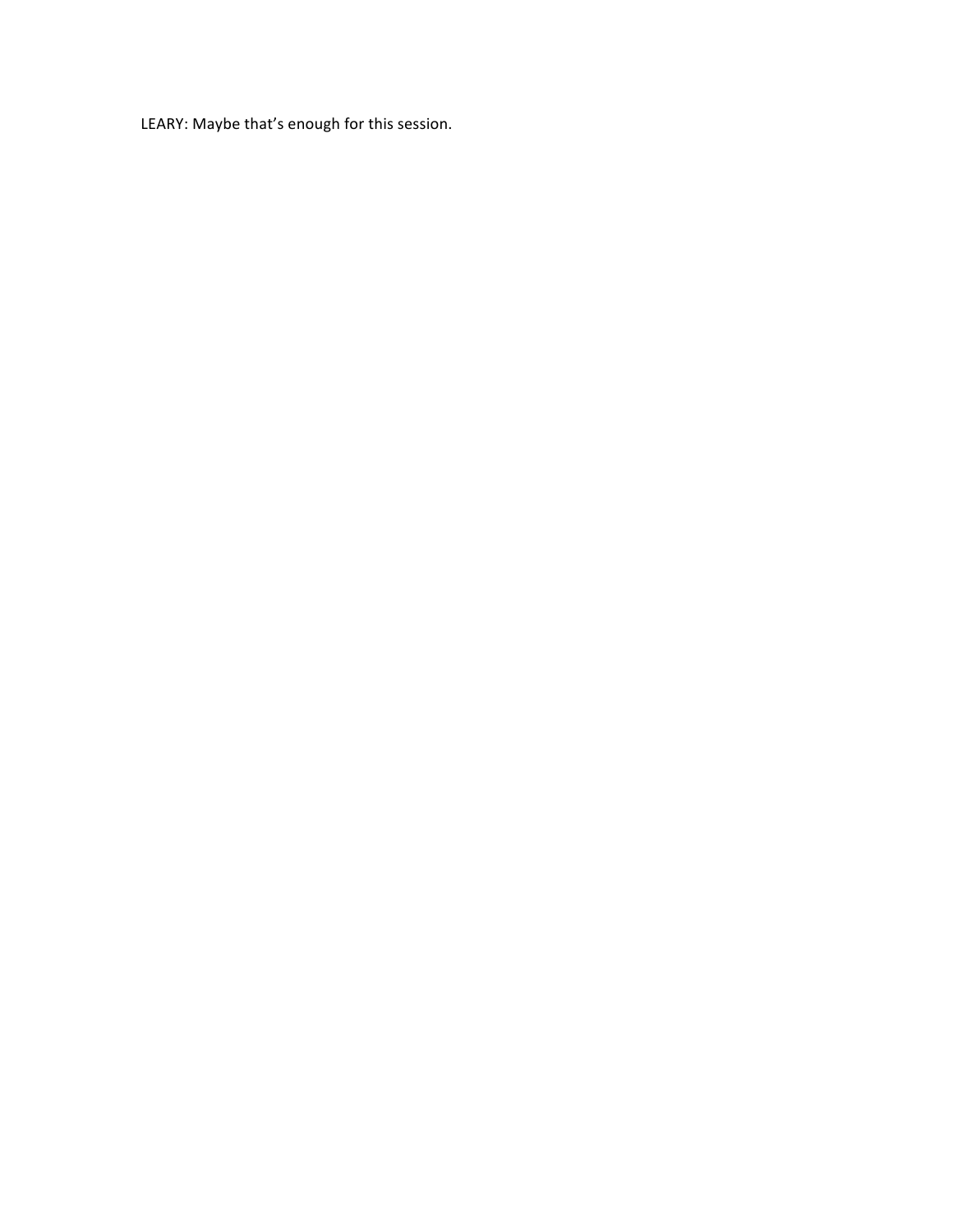LEARY: Maybe that's enough for this session.